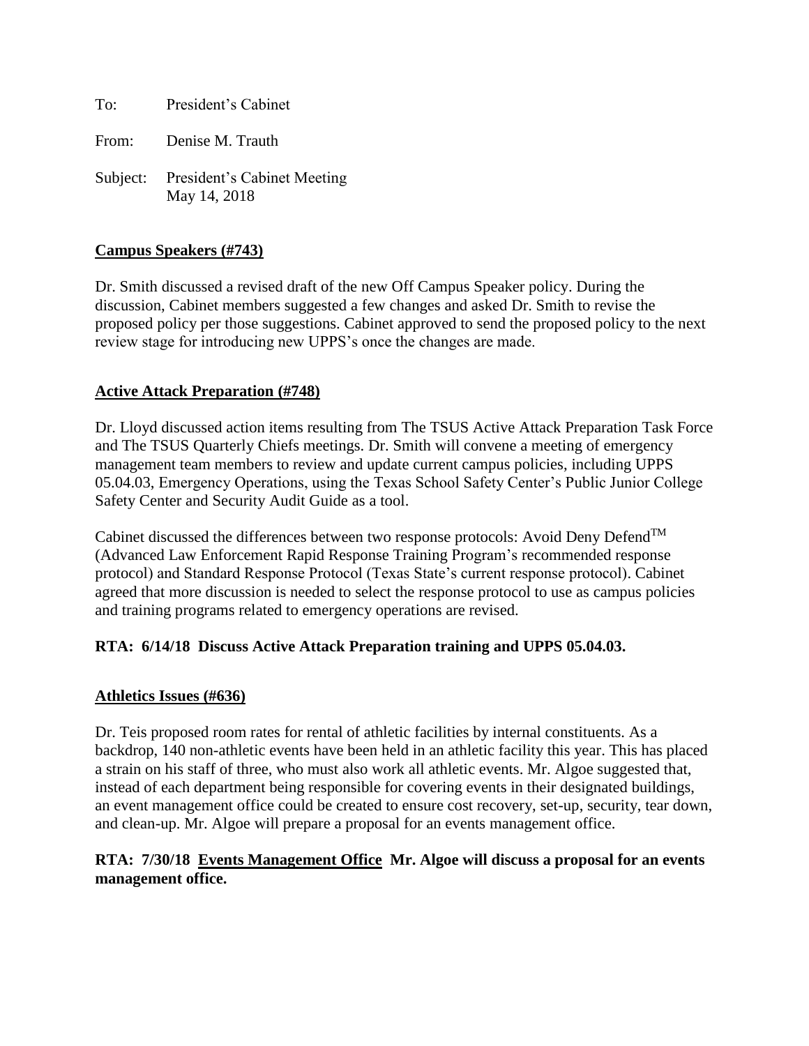To: President's Cabinet

From: Denise M. Trauth

Subject: President's Cabinet Meeting May 14, 2018

**Campus Speakers (#743)**

Dr. Smith discussed a revised draft of the new Off Campus Speaker policy. During the discussion, Cabinet members suggested a few changes and asked Dr. Smith to revise the proposed policy per those suggestions. Cabinet approved to send the proposed policy to the next review stage for introducing new UPPS's once the changes are made.

**Active Attack Preparation (#748)**

Dr. Lloyd discussed action items resulting from The TSUS Active Attack Preparation Task Force and The TSUS Quarterly Chiefs meetings. Dr. Smith will convene a meeting of emergency management team members to review and update current campus policies, including UPPS 05.04.03, Emergency Operations, using the Texas School Safety Center's Public Junior College Safety Center and Security Audit Guide as a tool.

Cabinet discussed the differences between two response protocols: Avoid Deny Defend™ (Advanced Law Enforcement Rapid Response Training Program's recommended response protocol) and Standard Response Protocol (Texas State's current response protocol). Cabinet agreed that more discussion is needed to select the response protocol to use as campus policies and training programs related to emergency operations are revised.

**RTA: 6/14/18 Discuss Active Attack Preparation training and UPPS 05.04.03.**

**Athletics Issues (#636)**

Dr. Teis proposed room rates for rental of athletic facilities by internal constituents. As a backdrop, 140 non-athletic events have been held in an athletic facility this year. This has placed a strain on his staff of three, who must also work all athletic events. Mr. Algoe suggested that, instead of each department being responsible for covering events in their designated buildings, an event management office could be created to ensure cost recovery, set-up, security, tear down, and clean-up. Mr. Algoe will prepare a proposal for an events management office.

**RTA: 7/30/18 Events Management Office Mr. Algoe will discuss a proposal for an events management office.**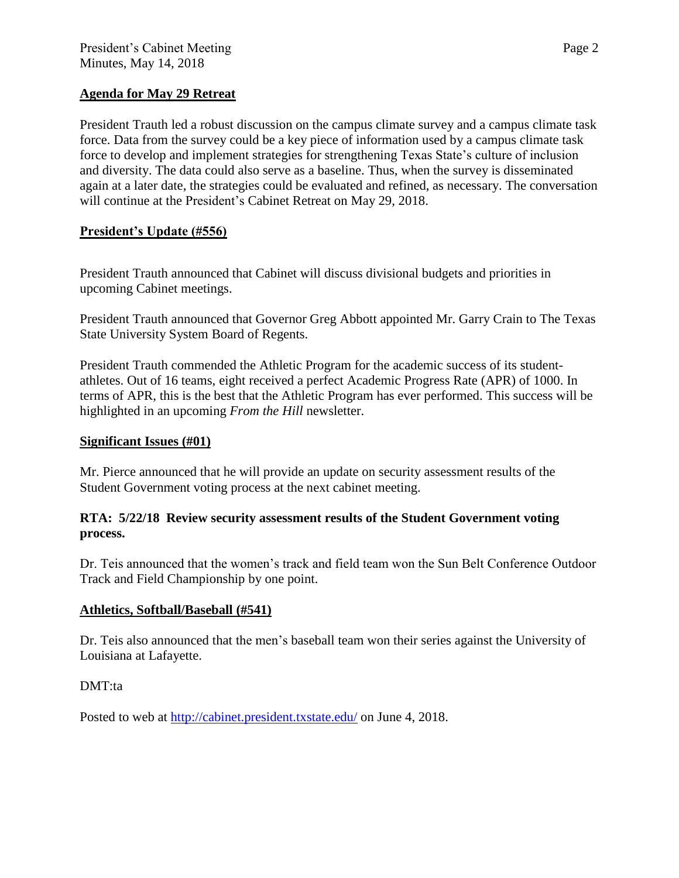## Agenda for May 29 Retreat

President Trauth led a robust discussion on the campus climate survey and a campus climate task force. Data from the survey could be a key piece of information used by a campus climate task force to develop and implement strategies for strengthening Texas State's culture of inclusion and diversity. The data could also serve as a baseline. Thus, when the survey is disseminated again at a later date, the strategies could be evaluated and refined, as necessary. The conversation will continue at the President's Cabinet Retreat on May 29, 2018.

## President's Update (#556)

President Trauth announced that Cabinet will discuss divisional budgets and priorities in upcoming Cabinet meetings.

President Trauth announced that Governor Greg Abbott appointed Mr. Garry Crain to The Texas State University System Board of Regents.

President Trauth commended the Athletic Program for the academic success of its student-athletes. Out of 16 teams, eight received a perfect Academic Progress Rate (APR) of 1000. In terms of APR, this is the best that the Athletic Program has ever performed. This success will be highlighted in an upcoming *From the Hill* newsletter.

## Significant Issues (#01)

Mr. Pierce announced that he will provide an update on security assessment results of the Student Government voting process at the next cabinet meeting.

**RTA: 5/22/18 Review security assessment results of the Student Government voting process.**

Dr. Teis announced that the women's track and field team won the Sun Belt Conference Outdoor Track and Field Championship by one point.

## Athletics, Softball/Baseball (#541)

Dr. Teis also announced that the men's baseball team won their series against the University of Louisiana at Lafayette.

DMT:ta

Posted to web at http://cabinet.president.txstate.edu/ on June 4, 2018.